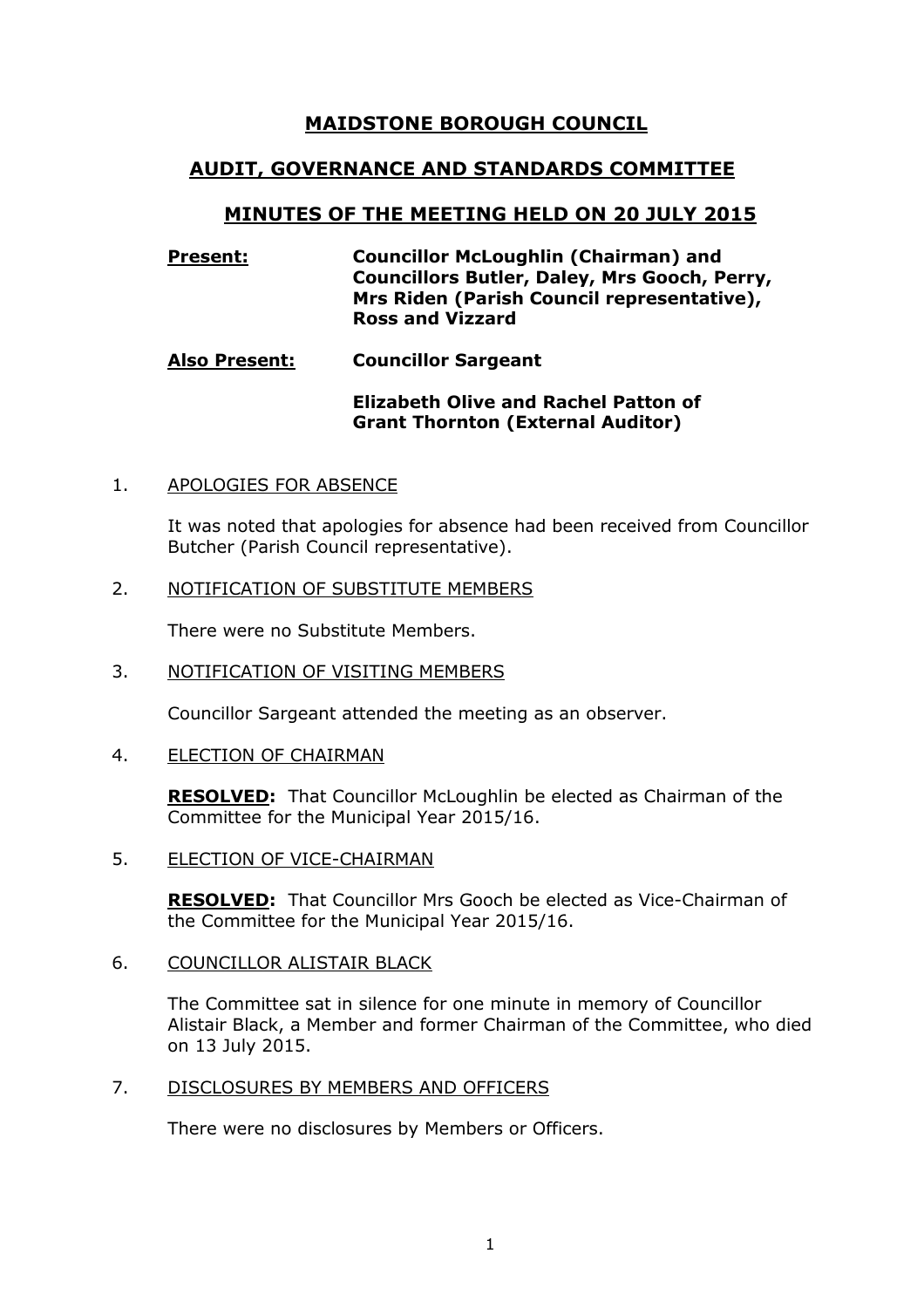# MAIDSTONE BOROUGH COUNCIL

## AUDIT, GOVERNANCE AND STANDARDS COMMITTEE

## MINUTES OF THE MEETING HELD ON 20 JULY 2015

**Present:** **Councillor McLoughlin (Chairman) and Councillors Butler, Daley, Mrs Gooch, Perry, Mrs Riden (Parish Council representative), Ross and Vizzard**

**Also Present:** **Councillor Sargeant**

**Elizabeth Olive and Rachel Patton of Grant Thornton (External Auditor)**

1. APOLOGIES FOR ABSENCE

   It was noted that apologies for absence had been received from Councillor Butcher (Parish Council representative).

2. NOTIFICATION OF SUBSTITUTE MEMBERS

   There were no Substitute Members.

3. NOTIFICATION OF VISITING MEMBERS

   Councillor Sargeant attended the meeting as an observer.

4. ELECTION OF CHAIRMAN

   **RESOLVED:** That Councillor McLoughlin be elected as Chairman of the Committee for the Municipal Year 2015/16.

5. ELECTION OF VICE-CHAIRMAN

   **RESOLVED:** That Councillor Mrs Gooch be elected as Vice-Chairman of the Committee for the Municipal Year 2015/16.

6. COUNCILLOR ALISTAIR BLACK

   The Committee sat in silence for one minute in memory of Councillor Alistair Black, a Member and former Chairman of the Committee, who died on 13 July 2015.

7. DISCLOSURES BY MEMBERS AND OFFICERS

   There were no disclosures by Members or Officers.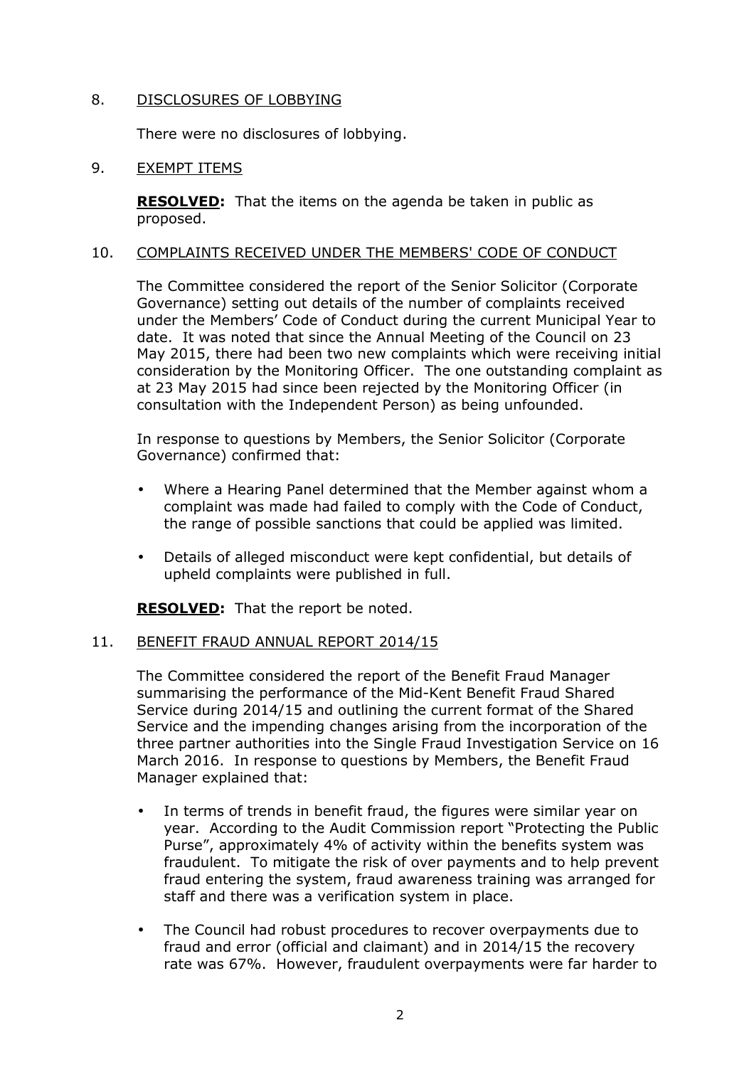## 8. DISCLOSURES OF LOBBYING

There were no disclosures of lobbying.

## 9. EXEMPT ITEMS

**RESOLVED:** That the items on the agenda be taken in public as proposed.

## 10. COMPLAINTS RECEIVED UNDER THE MEMBERS' CODE OF CONDUCT

The Committee considered the report of the Senior Solicitor (Corporate Governance) setting out details of the number of complaints received under the Members' Code of Conduct during the current Municipal Year to date. It was noted that since the Annual Meeting of the Council on 23 May 2015, there had been two new complaints which were receiving initial consideration by the Monitoring Officer. The one outstanding complaint as at 23 May 2015 had since been rejected by the Monitoring Officer (in consultation with the Independent Person) as being unfounded.

In response to questions by Members, the Senior Solicitor (Corporate Governance) confirmed that:

- Where a Hearing Panel determined that the Member against whom a complaint was made had failed to comply with the Code of Conduct, the range of possible sanctions that could be applied was limited.
- Details of alleged misconduct were kept confidential, but details of upheld complaints were published in full.

**RESOLVED:** That the report be noted.

## 11. BENEFIT FRAUD ANNUAL REPORT 2014/15

The Committee considered the report of the Benefit Fraud Manager summarising the performance of the Mid-Kent Benefit Fraud Shared Service during 2014/15 and outlining the current format of the Shared Service and the impending changes arising from the incorporation of the three partner authorities into the Single Fraud Investigation Service on 16 March 2016. In response to questions by Members, the Benefit Fraud Manager explained that:

- In terms of trends in benefit fraud, the figures were similar year on year. According to the Audit Commission report "Protecting the Public Purse", approximately 4% of activity within the benefits system was fraudulent. To mitigate the risk of over payments and to help prevent fraud entering the system, fraud awareness training was arranged for staff and there was a verification system in place.
- The Council had robust procedures to recover overpayments due to fraud and error (official and claimant) and in 2014/15 the recovery rate was 67%. However, fraudulent overpayments were far harder to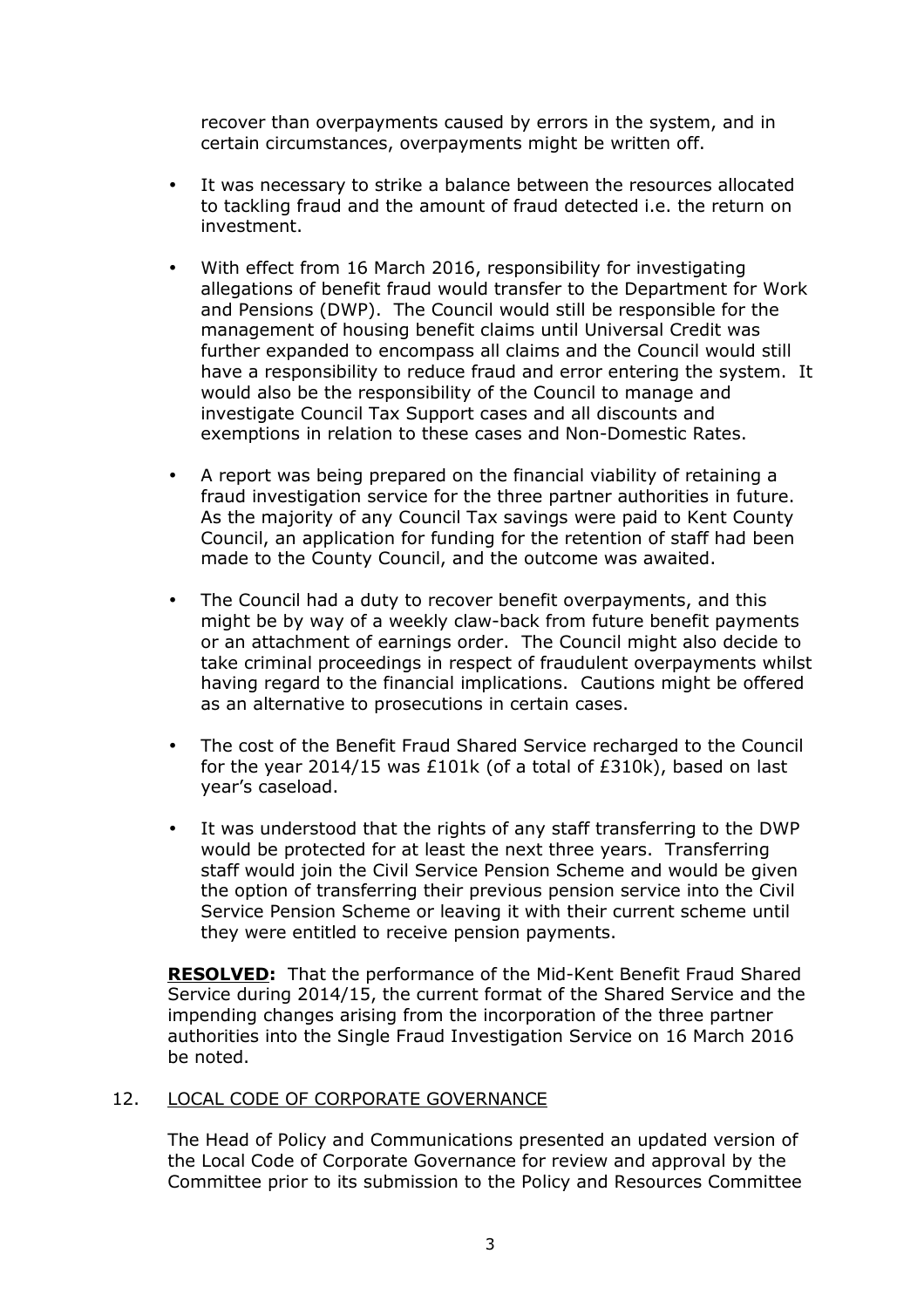recover than overpayments caused by errors in the system, and in certain circumstances, overpayments might be written off.

- It was necessary to strike a balance between the resources allocated to tackling fraud and the amount of fraud detected i.e. the return on investment.
- With effect from 16 March 2016, responsibility for investigating allegations of benefit fraud would transfer to the Department for Work and Pensions (DWP). The Council would still be responsible for the management of housing benefit claims until Universal Credit was further expanded to encompass all claims and the Council would still have a responsibility to reduce fraud and error entering the system. It would also be the responsibility of the Council to manage and investigate Council Tax Support cases and all discounts and exemptions in relation to these cases and Non-Domestic Rates.
- A report was being prepared on the financial viability of retaining a fraud investigation service for the three partner authorities in future. As the majority of any Council Tax savings were paid to Kent County Council, an application for funding for the retention of staff had been made to the County Council, and the outcome was awaited.
- The Council had a duty to recover benefit overpayments, and this might be by way of a weekly claw-back from future benefit payments or an attachment of earnings order. The Council might also decide to take criminal proceedings in respect of fraudulent overpayments whilst having regard to the financial implications. Cautions might be offered as an alternative to prosecutions in certain cases.
- The cost of the Benefit Fraud Shared Service recharged to the Council for the year 2014/15 was £101k (of a total of £310k), based on last year's caseload.
- It was understood that the rights of any staff transferring to the DWP would be protected for at least the next three years. Transferring staff would join the Civil Service Pension Scheme and would be given the option of transferring their previous pension service into the Civil Service Pension Scheme or leaving it with their current scheme until they were entitled to receive pension payments.

**RESOLVED:** That the performance of the Mid-Kent Benefit Fraud Shared Service during 2014/15, the current format of the Shared Service and the impending changes arising from the incorporation of the three partner authorities into the Single Fraud Investigation Service on 16 March 2016 be noted.

## 12. LOCAL CODE OF CORPORATE GOVERNANCE

The Head of Policy and Communications presented an updated version of the Local Code of Corporate Governance for review and approval by the Committee prior to its submission to the Policy and Resources Committee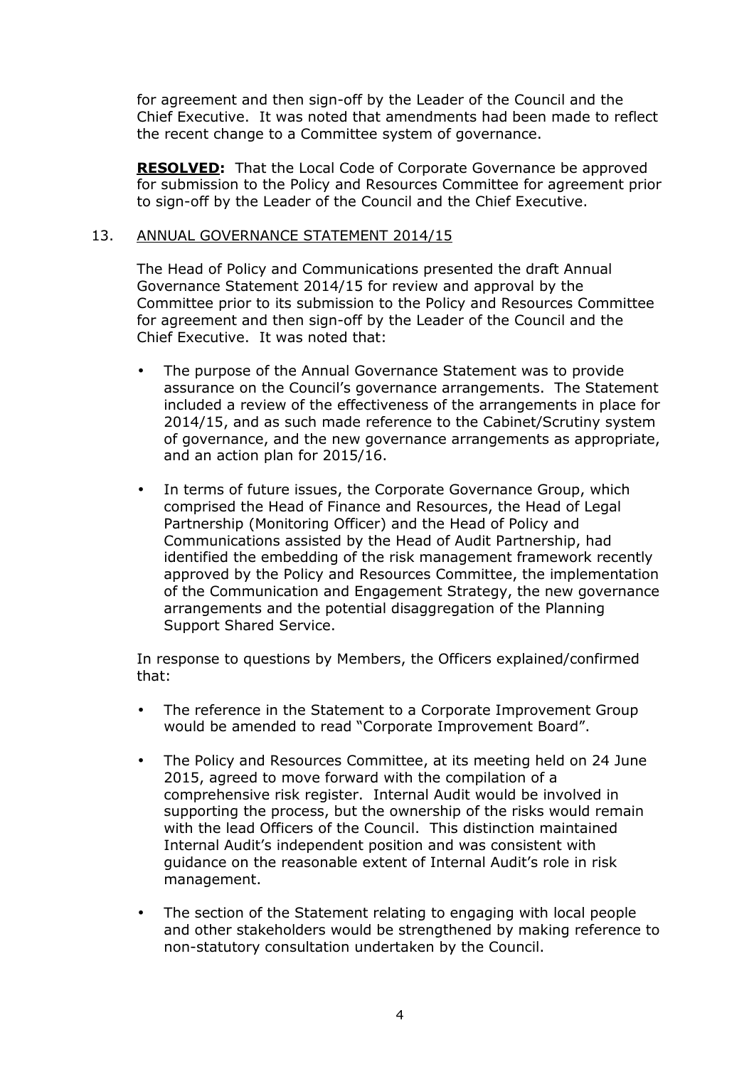for agreement and then sign-off by the Leader of the Council and the Chief Executive. It was noted that amendments had been made to reflect the recent change to a Committee system of governance.

**RESOLVED:** That the Local Code of Corporate Governance be approved for submission to the Policy and Resources Committee for agreement prior to sign-off by the Leader of the Council and the Chief Executive.

13. ANNUAL GOVERNANCE STATEMENT 2014/15

The Head of Policy and Communications presented the draft Annual Governance Statement 2014/15 for review and approval by the Committee prior to its submission to the Policy and Resources Committee for agreement and then sign-off by the Leader of the Council and the Chief Executive. It was noted that:

- The purpose of the Annual Governance Statement was to provide assurance on the Council's governance arrangements. The Statement included a review of the effectiveness of the arrangements in place for 2014/15, and as such made reference to the Cabinet/Scrutiny system of governance, and the new governance arrangements as appropriate, and an action plan for 2015/16.

- In terms of future issues, the Corporate Governance Group, which comprised the Head of Finance and Resources, the Head of Legal Partnership (Monitoring Officer) and the Head of Policy and Communications assisted by the Head of Audit Partnership, had identified the embedding of the risk management framework recently approved by the Policy and Resources Committee, the implementation of the Communication and Engagement Strategy, the new governance arrangements and the potential disaggregation of the Planning Support Shared Service.

In response to questions by Members, the Officers explained/confirmed that:

- The reference in the Statement to a Corporate Improvement Group would be amended to read "Corporate Improvement Board".

- The Policy and Resources Committee, at its meeting held on 24 June 2015, agreed to move forward with the compilation of a comprehensive risk register. Internal Audit would be involved in supporting the process, but the ownership of the risks would remain with the lead Officers of the Council. This distinction maintained Internal Audit's independent position and was consistent with guidance on the reasonable extent of Internal Audit's role in risk management.

- The section of the Statement relating to engaging with local people and other stakeholders would be strengthened by making reference to non-statutory consultation undertaken by the Council.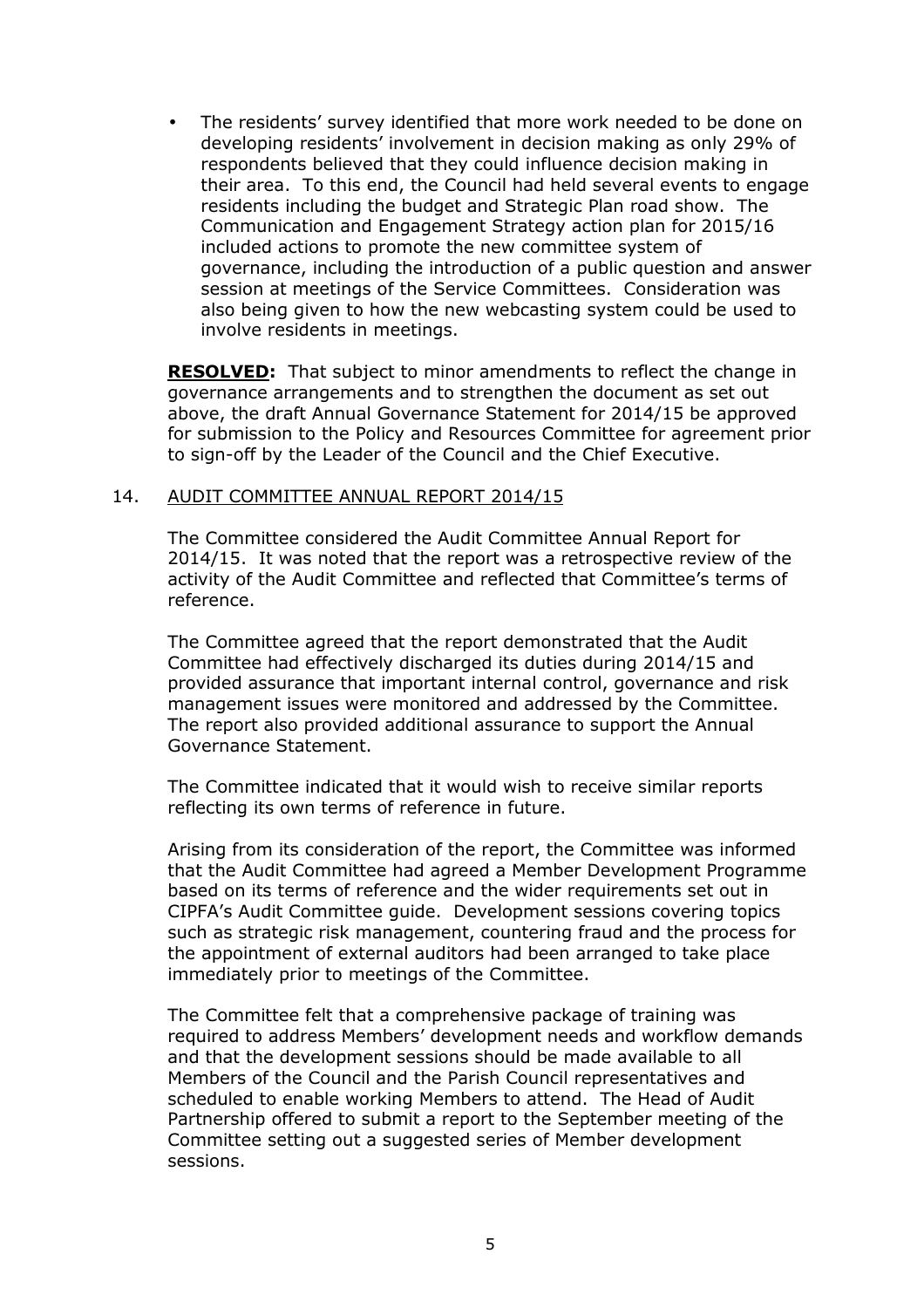- The residents' survey identified that more work needed to be done on developing residents' involvement in decision making as only 29% of respondents believed that they could influence decision making in their area. To this end, the Council had held several events to engage residents including the budget and Strategic Plan road show. The Communication and Engagement Strategy action plan for 2015/16 included actions to promote the new committee system of governance, including the introduction of a public question and answer session at meetings of the Service Committees. Consideration was also being given to how the new webcasting system could be used to involve residents in meetings.

**RESOLVED:** That subject to minor amendments to reflect the change in governance arrangements and to strengthen the document as set out above, the draft Annual Governance Statement for 2014/15 be approved for submission to the Policy and Resources Committee for agreement prior to sign-off by the Leader of the Council and the Chief Executive.

14. AUDIT COMMITTEE ANNUAL REPORT 2014/15

The Committee considered the Audit Committee Annual Report for 2014/15. It was noted that the report was a retrospective review of the activity of the Audit Committee and reflected that Committee's terms of reference.

The Committee agreed that the report demonstrated that the Audit Committee had effectively discharged its duties during 2014/15 and provided assurance that important internal control, governance and risk management issues were monitored and addressed by the Committee. The report also provided additional assurance to support the Annual Governance Statement.

The Committee indicated that it would wish to receive similar reports reflecting its own terms of reference in future.

Arising from its consideration of the report, the Committee was informed that the Audit Committee had agreed a Member Development Programme based on its terms of reference and the wider requirements set out in CIPFA's Audit Committee guide. Development sessions covering topics such as strategic risk management, countering fraud and the process for the appointment of external auditors had been arranged to take place immediately prior to meetings of the Committee.

The Committee felt that a comprehensive package of training was required to address Members' development needs and workflow demands and that the development sessions should be made available to all Members of the Council and the Parish Council representatives and scheduled to enable working Members to attend. The Head of Audit Partnership offered to submit a report to the September meeting of the Committee setting out a suggested series of Member development sessions.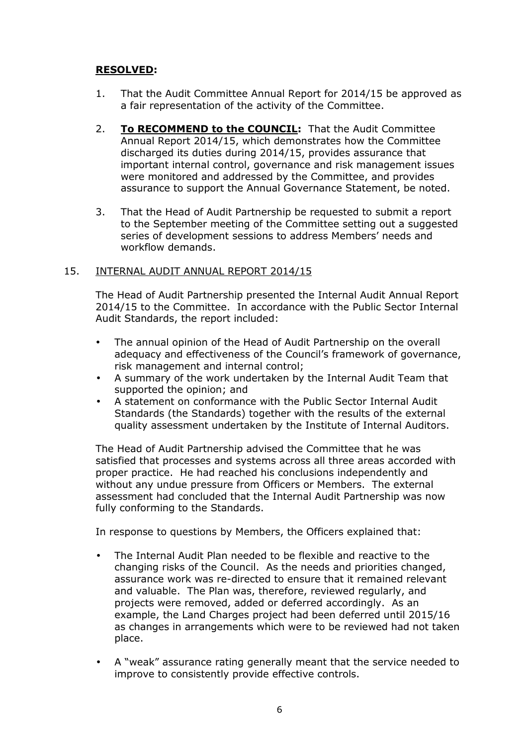**RESOLVED:**

1. That the Audit Committee Annual Report for 2014/15 be approved as a fair representation of the activity of the Committee.

2. **To RECOMMEND to the COUNCIL:** That the Audit Committee Annual Report 2014/15, which demonstrates how the Committee discharged its duties during 2014/15, provides assurance that important internal control, governance and risk management issues were monitored and addressed by the Committee, and provides assurance to support the Annual Governance Statement, be noted.

3. That the Head of Audit Partnership be requested to submit a report to the September meeting of the Committee setting out a suggested series of development sessions to address Members' needs and workflow demands.

15. INTERNAL AUDIT ANNUAL REPORT 2014/15

The Head of Audit Partnership presented the Internal Audit Annual Report 2014/15 to the Committee. In accordance with the Public Sector Internal Audit Standards, the report included:

- The annual opinion of the Head of Audit Partnership on the overall adequacy and effectiveness of the Council's framework of governance, risk management and internal control;
- A summary of the work undertaken by the Internal Audit Team that supported the opinion; and
- A statement on conformance with the Public Sector Internal Audit Standards (the Standards) together with the results of the external quality assessment undertaken by the Institute of Internal Auditors.

The Head of Audit Partnership advised the Committee that he was satisfied that processes and systems across all three areas accorded with proper practice. He had reached his conclusions independently and without any undue pressure from Officers or Members. The external assessment had concluded that the Internal Audit Partnership was now fully conforming to the Standards.

In response to questions by Members, the Officers explained that:

- The Internal Audit Plan needed to be flexible and reactive to the changing risks of the Council. As the needs and priorities changed, assurance work was re-directed to ensure that it remained relevant and valuable. The Plan was, therefore, reviewed regularly, and projects were removed, added or deferred accordingly. As an example, the Land Charges project had been deferred until 2015/16 as changes in arrangements which were to be reviewed had not taken place.

- A "weak" assurance rating generally meant that the service needed to improve to consistently provide effective controls.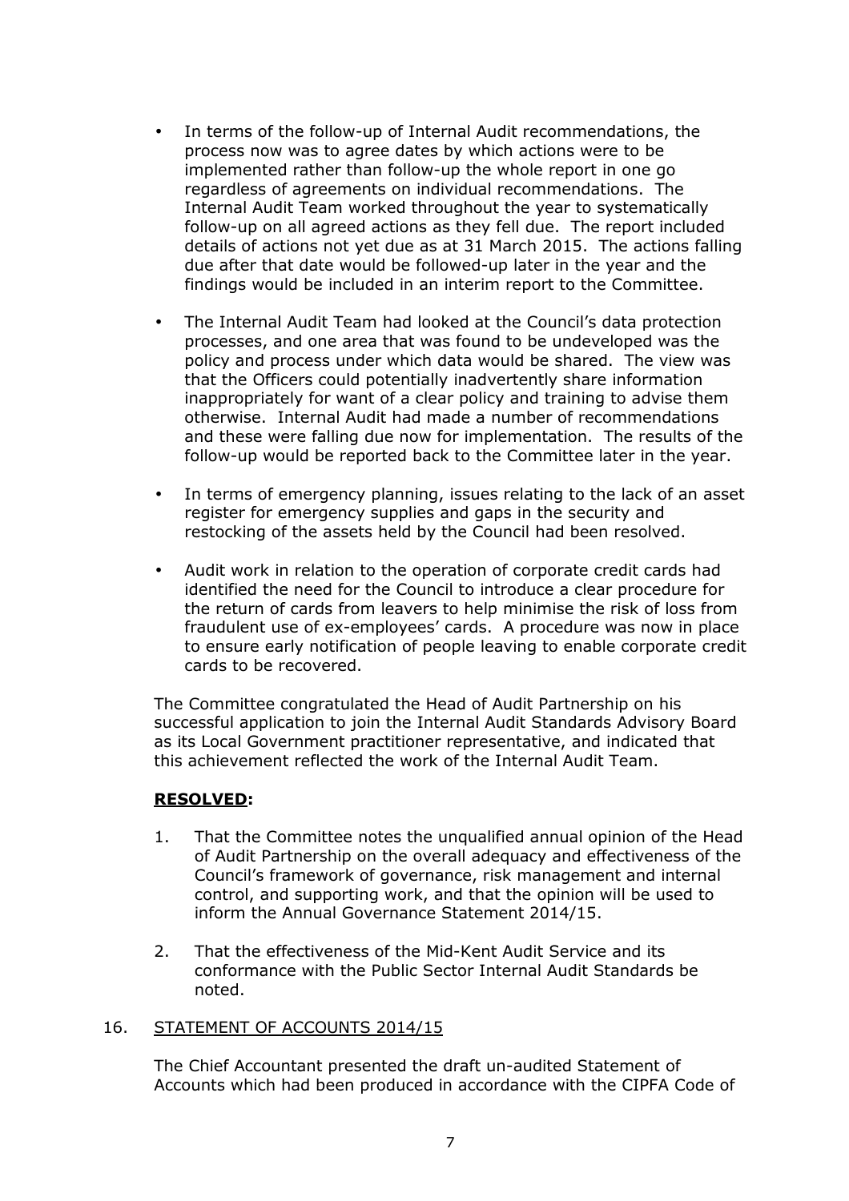- In terms of the follow-up of Internal Audit recommendations, the process now was to agree dates by which actions were to be implemented rather than follow-up the whole report in one go regardless of agreements on individual recommendations. The Internal Audit Team worked throughout the year to systematically follow-up on all agreed actions as they fell due. The report included details of actions not yet due as at 31 March 2015. The actions falling due after that date would be followed-up later in the year and the findings would be included in an interim report to the Committee.

- The Internal Audit Team had looked at the Council's data protection processes, and one area that was found to be undeveloped was the policy and process under which data would be shared. The view was that the Officers could potentially inadvertently share information inappropriately for want of a clear policy and training to advise them otherwise. Internal Audit had made a number of recommendations and these were falling due now for implementation. The results of the follow-up would be reported back to the Committee later in the year.

- In terms of emergency planning, issues relating to the lack of an asset register for emergency supplies and gaps in the security and restocking of the assets held by the Council had been resolved.

- Audit work in relation to the operation of corporate credit cards had identified the need for the Council to introduce a clear procedure for the return of cards from leavers to help minimise the risk of loss from fraudulent use of ex-employees' cards. A procedure was now in place to ensure early notification of people leaving to enable corporate credit cards to be recovered.

The Committee congratulated the Head of Audit Partnership on his successful application to join the Internal Audit Standards Advisory Board as its Local Government practitioner representative, and indicated that this achievement reflected the work of the Internal Audit Team.

**RESOLVED:**

1. That the Committee notes the unqualified annual opinion of the Head of Audit Partnership on the overall adequacy and effectiveness of the Council's framework of governance, risk management and internal control, and supporting work, and that the opinion will be used to inform the Annual Governance Statement 2014/15.

2. That the effectiveness of the Mid-Kent Audit Service and its conformance with the Public Sector Internal Audit Standards be noted.

16. STATEMENT OF ACCOUNTS 2014/15

The Chief Accountant presented the draft un-audited Statement of Accounts which had been produced in accordance with the CIPFA Code of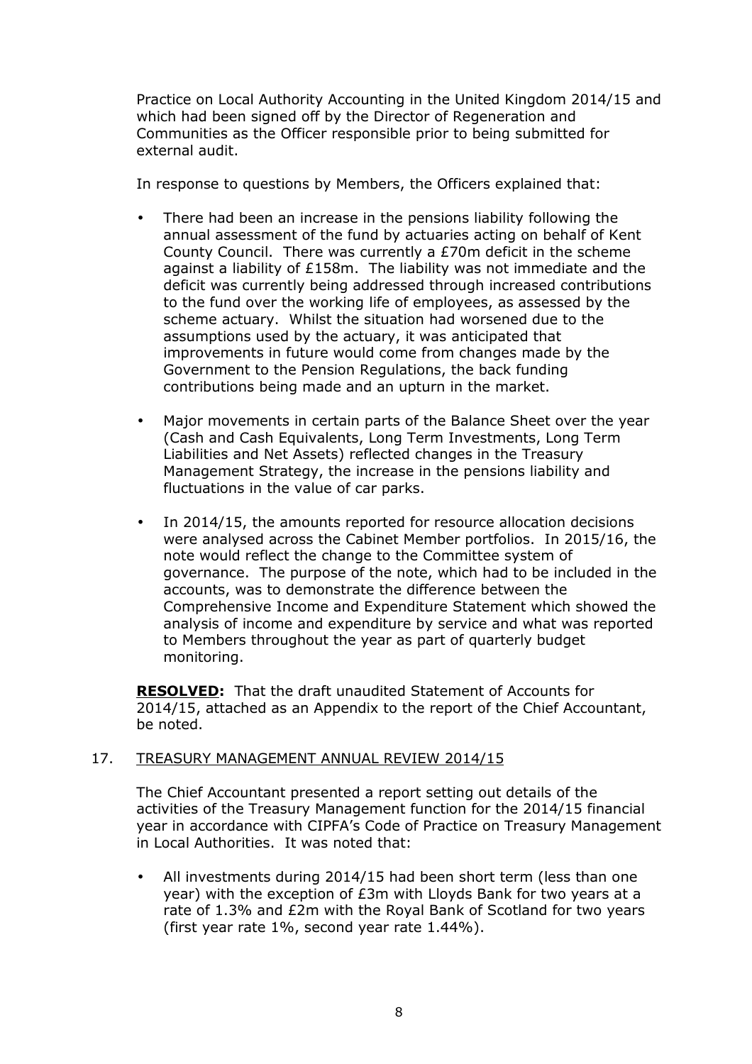Practice on Local Authority Accounting in the United Kingdom 2014/15 and which had been signed off by the Director of Regeneration and Communities as the Officer responsible prior to being submitted for external audit.

In response to questions by Members, the Officers explained that:

- There had been an increase in the pensions liability following the annual assessment of the fund by actuaries acting on behalf of Kent County Council. There was currently a £70m deficit in the scheme against a liability of £158m. The liability was not immediate and the deficit was currently being addressed through increased contributions to the fund over the working life of employees, as assessed by the scheme actuary. Whilst the situation had worsened due to the assumptions used by the actuary, it was anticipated that improvements in future would come from changes made by the Government to the Pension Regulations, the back funding contributions being made and an upturn in the market.

- Major movements in certain parts of the Balance Sheet over the year (Cash and Cash Equivalents, Long Term Investments, Long Term Liabilities and Net Assets) reflected changes in the Treasury Management Strategy, the increase in the pensions liability and fluctuations in the value of car parks.

- In 2014/15, the amounts reported for resource allocation decisions were analysed across the Cabinet Member portfolios. In 2015/16, the note would reflect the change to the Committee system of governance. The purpose of the note, which had to be included in the accounts, was to demonstrate the difference between the Comprehensive Income and Expenditure Statement which showed the analysis of income and expenditure by service and what was reported to Members throughout the year as part of quarterly budget monitoring.

**RESOLVED:** That the draft unaudited Statement of Accounts for 2014/15, attached as an Appendix to the report of the Chief Accountant, be noted.

## 17. TREASURY MANAGEMENT ANNUAL REVIEW 2014/15

The Chief Accountant presented a report setting out details of the activities of the Treasury Management function for the 2014/15 financial year in accordance with CIPFA's Code of Practice on Treasury Management in Local Authorities. It was noted that:

- All investments during 2014/15 had been short term (less than one year) with the exception of £3m with Lloyds Bank for two years at a rate of 1.3% and £2m with the Royal Bank of Scotland for two years (first year rate 1%, second year rate 1.44%).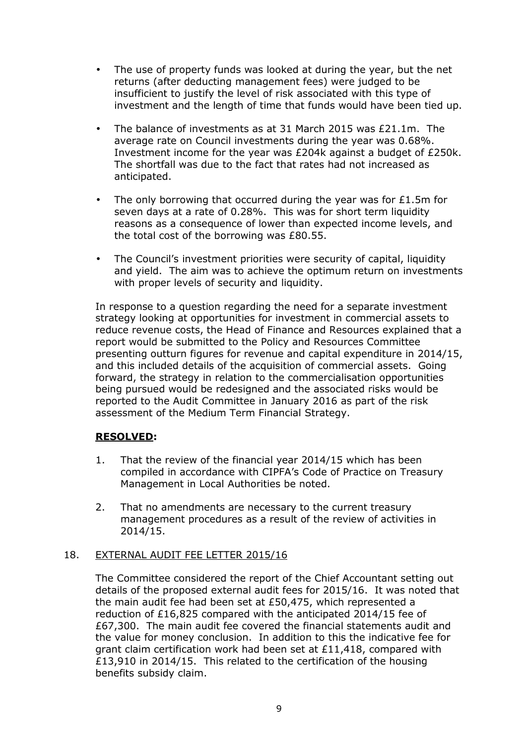- The use of property funds was looked at during the year, but the net returns (after deducting management fees) were judged to be insufficient to justify the level of risk associated with this type of investment and the length of time that funds would have been tied up.

- The balance of investments as at 31 March 2015 was £21.1m. The average rate on Council investments during the year was 0.68%. Investment income for the year was £204k against a budget of £250k. The shortfall was due to the fact that rates had not increased as anticipated.

- The only borrowing that occurred during the year was for £1.5m for seven days at a rate of 0.28%. This was for short term liquidity reasons as a consequence of lower than expected income levels, and the total cost of the borrowing was £80.55.

- The Council's investment priorities were security of capital, liquidity and yield. The aim was to achieve the optimum return on investments with proper levels of security and liquidity.

In response to a question regarding the need for a separate investment strategy looking at opportunities for investment in commercial assets to reduce revenue costs, the Head of Finance and Resources explained that a report would be submitted to the Policy and Resources Committee presenting outturn figures for revenue and capital expenditure in 2014/15, and this included details of the acquisition of commercial assets. Going forward, the strategy in relation to the commercialisation opportunities being pursued would be redesigned and the associated risks would be reported to the Audit Committee in January 2016 as part of the risk assessment of the Medium Term Financial Strategy.

**RESOLVED:**

1. That the review of the financial year 2014/15 which has been compiled in accordance with CIPFA's Code of Practice on Treasury Management in Local Authorities be noted.

2. That no amendments are necessary to the current treasury management procedures as a result of the review of activities in 2014/15.

18. EXTERNAL AUDIT FEE LETTER 2015/16

The Committee considered the report of the Chief Accountant setting out details of the proposed external audit fees for 2015/16. It was noted that the main audit fee had been set at £50,475, which represented a reduction of £16,825 compared with the anticipated 2014/15 fee of £67,300. The main audit fee covered the financial statements audit and the value for money conclusion. In addition to this the indicative fee for grant claim certification work had been set at £11,418, compared with £13,910 in 2014/15. This related to the certification of the housing benefits subsidy claim.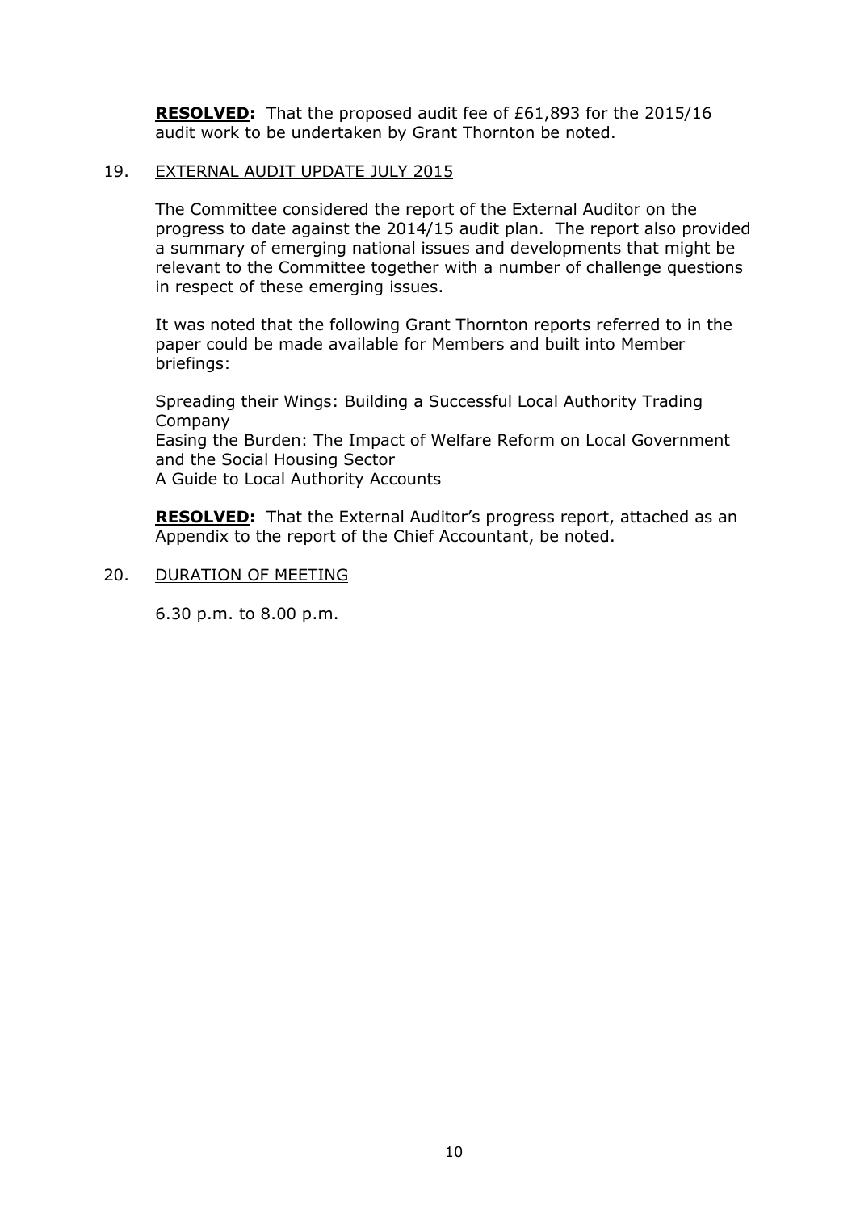**RESOLVED:** That the proposed audit fee of £61,893 for the 2015/16 audit work to be undertaken by Grant Thornton be noted.

19. EXTERNAL AUDIT UPDATE JULY 2015

The Committee considered the report of the External Auditor on the progress to date against the 2014/15 audit plan. The report also provided a summary of emerging national issues and developments that might be relevant to the Committee together with a number of challenge questions in respect of these emerging issues.

It was noted that the following Grant Thornton reports referred to in the paper could be made available for Members and built into Member briefings:

Spreading their Wings: Building a Successful Local Authority Trading Company
Easing the Burden: The Impact of Welfare Reform on Local Government and the Social Housing Sector
A Guide to Local Authority Accounts

**RESOLVED:** That the External Auditor's progress report, attached as an Appendix to the report of the Chief Accountant, be noted.

20. DURATION OF MEETING

6.30 p.m. to 8.00 p.m.